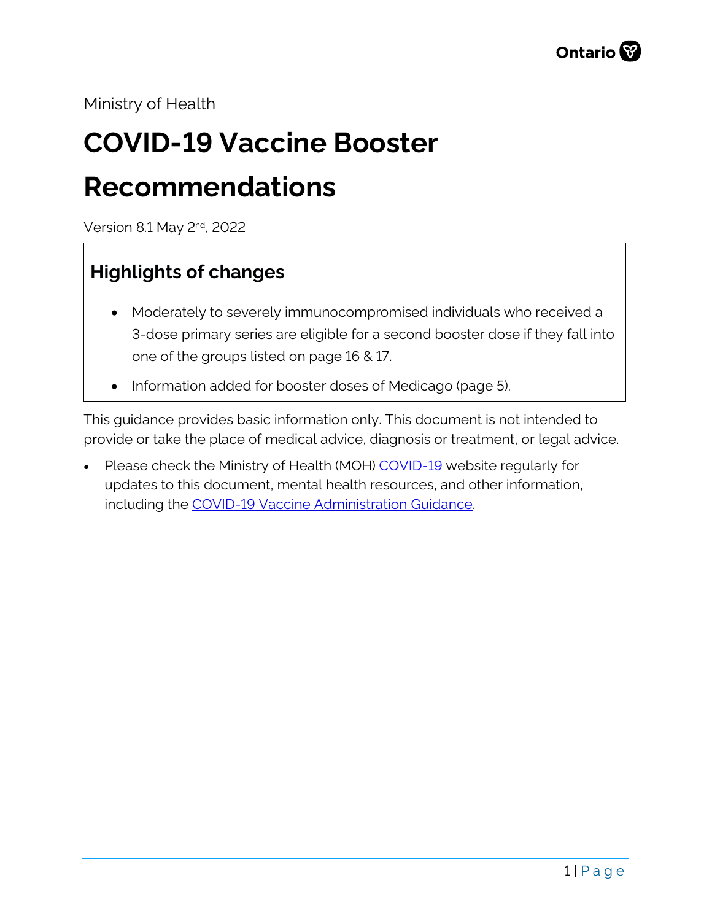Ministry of Health

# COVID-19 Vaccine Booster Recommendations

Version 8.1 May 2nd, 2022

## Highlights of changes

- Moderately to severely immunocompromised individuals who received a 3-dose primary series are eligible for a second booster dose if they fall into one of the groups listed on page 16 & 17.
- Information added for booster doses of Medicago (page 5).

This guidance provides basic information only. This document is not intended to provide or take the place of medical advice, diagnosis or treatment, or legal advice.

- Please check the Ministry of Health (MOH) COVID-19 website regularly for updates to this document, mental health resources, and other information, including the COVID-19 Vaccine Administration Guidance.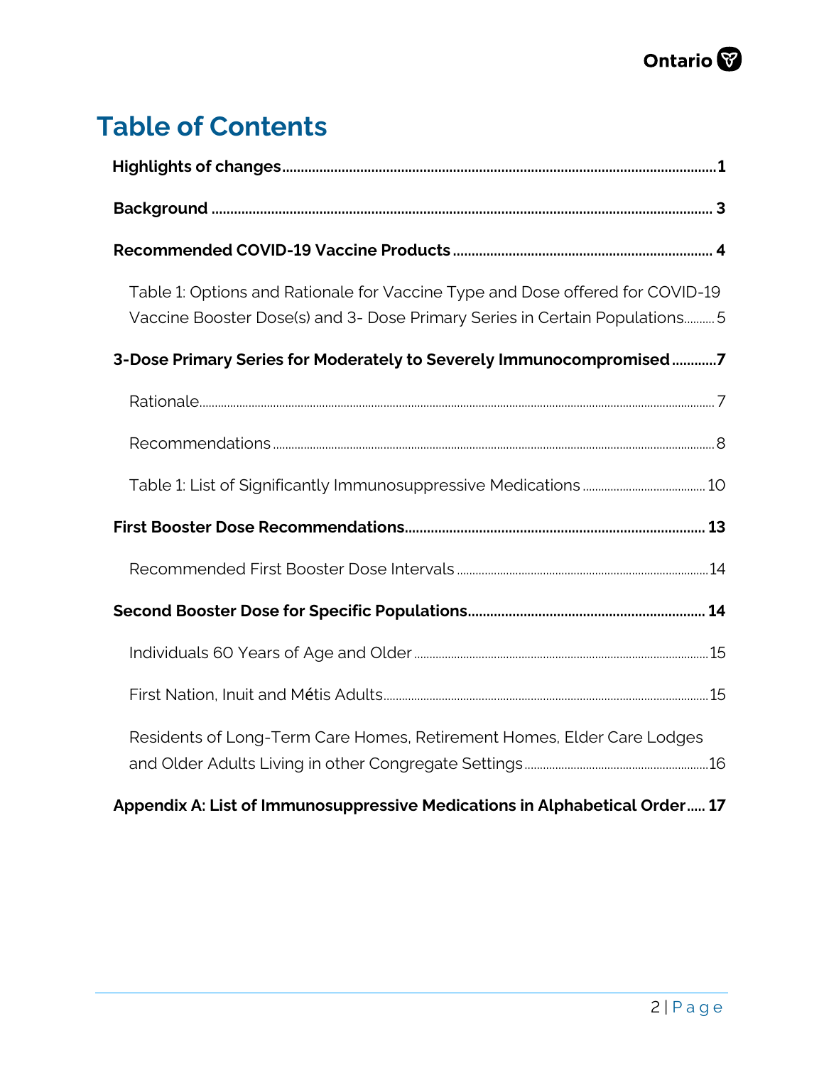# Table of Contents

**Highlights of changes** ..... **1**

**Background** ..... **3**

**Recommended COVID-19 Vaccine Products** ..... **4**

- Table 1: Options and Rationale for Vaccine Type and Dose offered for COVID-19 Vaccine Booster Dose(s) and 3- Dose Primary Series in Certain Populations ..... 5

**3-Dose Primary Series for Moderately to Severely Immunocompromised** ..... **7**

- Rationale ..... 7
- Recommendations ..... 8
- Table 1: List of Significantly Immunosuppressive Medications ..... 10

**First Booster Dose Recommendations** ..... **13**

- Recommended First Booster Dose Intervals ..... 14

**Second Booster Dose for Specific Populations** ..... **14**

- Individuals 60 Years of Age and Older ..... 15
- First Nation, Inuit and Métis Adults ..... 15
- Residents of Long-Term Care Homes, Retirement Homes, Elder Care Lodges and Older Adults Living in other Congregate Settings ..... 16

**Appendix A: List of Immunosuppressive Medications in Alphabetical Order** ..... **17**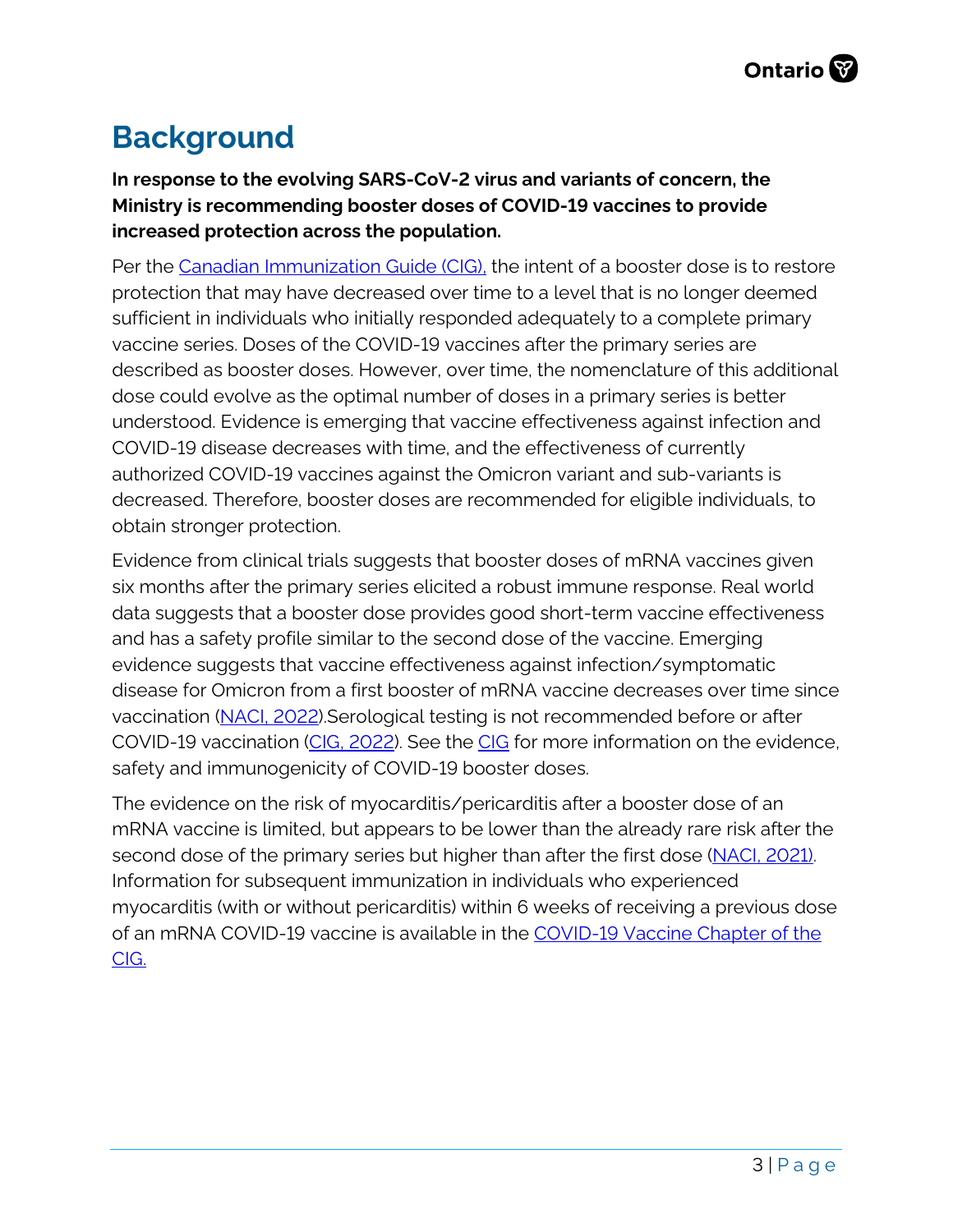# Background

**In response to the evolving SARS-CoV-2 virus and variants of concern, the Ministry is recommending booster doses of COVID-19 vaccines to provide increased protection across the population.**

Per the Canadian Immunization Guide (CIG), the intent of a booster dose is to restore protection that may have decreased over time to a level that is no longer deemed sufficient in individuals who initially responded adequately to a complete primary vaccine series. Doses of the COVID-19 vaccines after the primary series are described as booster doses. However, over time, the nomenclature of this additional dose could evolve as the optimal number of doses in a primary series is better understood. Evidence is emerging that vaccine effectiveness against infection and COVID-19 disease decreases with time, and the effectiveness of currently authorized COVID-19 vaccines against the Omicron variant and sub-variants is decreased. Therefore, booster doses are recommended for eligible individuals, to obtain stronger protection.

Evidence from clinical trials suggests that booster doses of mRNA vaccines given six months after the primary series elicited a robust immune response. Real world data suggests that a booster dose provides good short-term vaccine effectiveness and has a safety profile similar to the second dose of the vaccine. Emerging evidence suggests that vaccine effectiveness against infection/symptomatic disease for Omicron from a first booster of mRNA vaccine decreases over time since vaccination (NACI, 2022).Serological testing is not recommended before or after COVID-19 vaccination (CIG, 2022). See the CIG for more information on the evidence, safety and immunogenicity of COVID-19 booster doses.

The evidence on the risk of myocarditis/pericarditis after a booster dose of an mRNA vaccine is limited, but appears to be lower than the already rare risk after the second dose of the primary series but higher than after the first dose (NACI, 2021). Information for subsequent immunization in individuals who experienced myocarditis (with or without pericarditis) within 6 weeks of receiving a previous dose of an mRNA COVID-19 vaccine is available in the COVID-19 Vaccine Chapter of the CIG.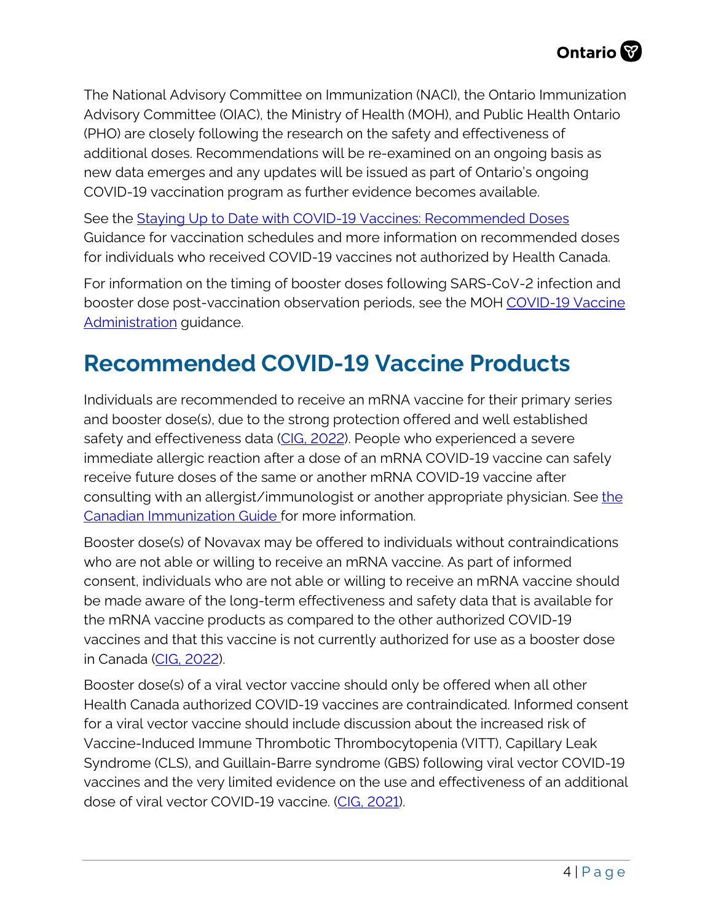The National Advisory Committee on Immunization (NACI), the Ontario Immunization Advisory Committee (OIAC), the Ministry of Health (MOH), and Public Health Ontario (PHO) are closely following the research on the safety and effectiveness of additional doses. Recommendations will be re-examined on an ongoing basis as new data emerges and any updates will be issued as part of Ontario's ongoing COVID-19 vaccination program as further evidence becomes available.

See the [Staying Up to Date with COVID-19 Vaccines: Recommended Doses]() Guidance for vaccination schedules and more information on recommended doses for individuals who received COVID-19 vaccines not authorized by Health Canada.

For information on the timing of booster doses following SARS-CoV-2 infection and booster dose post-vaccination observation periods, see the MOH [COVID-19 Vaccine Administration]() guidance.

## Recommended COVID-19 Vaccine Products

Individuals are recommended to receive an mRNA vaccine for their primary series and booster dose(s), due to the strong protection offered and well established safety and effectiveness data ([CIG, 2022]()). People who experienced a severe immediate allergic reaction after a dose of an mRNA COVID-19 vaccine can safely receive future doses of the same or another mRNA COVID-19 vaccine after consulting with an allergist/immunologist or another appropriate physician. See [the Canadian Immunization Guide]() for more information.

Booster dose(s) of Novavax may be offered to individuals without contraindications who are not able or willing to receive an mRNA vaccine. As part of informed consent, individuals who are not able or willing to receive an mRNA vaccine should be made aware of the long-term effectiveness and safety data that is available for the mRNA vaccine products as compared to the other authorized COVID-19 vaccines and that this vaccine is not currently authorized for use as a booster dose in Canada ([CIG, 2022]()).

Booster dose(s) of a viral vector vaccine should only be offered when all other Health Canada authorized COVID-19 vaccines are contraindicated. Informed consent for a viral vector vaccine should include discussion about the increased risk of Vaccine-Induced Immune Thrombotic Thrombocytopenia (VITT), Capillary Leak Syndrome (CLS), and Guillain-Barre syndrome (GBS) following viral vector COVID-19 vaccines and the very limited evidence on the use and effectiveness of an additional dose of viral vector COVID-19 vaccine. ([CIG, 2021]()).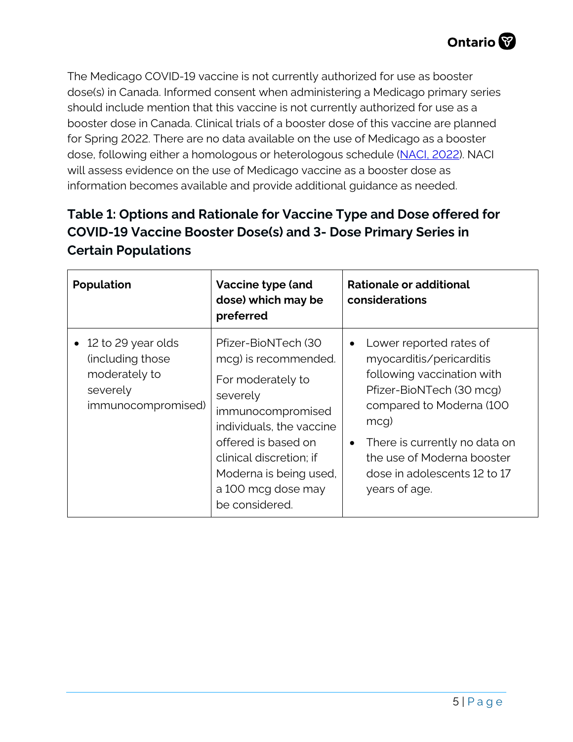The Medicago COVID-19 vaccine is not currently authorized for use as booster dose(s) in Canada. Informed consent when administering a Medicago primary series should include mention that this vaccine is not currently authorized for use as a booster dose in Canada. Clinical trials of a booster dose of this vaccine are planned for Spring 2022. There are no data available on the use of Medicago as a booster dose, following either a homologous or heterologous schedule (NACI, 2022). NACI will assess evidence on the use of Medicago vaccine as a booster dose as information becomes available and provide additional guidance as needed.

### Table 1: Options and Rationale for Vaccine Type and Dose offered for COVID-19 Vaccine Booster Dose(s) and 3- Dose Primary Series in Certain Populations

| Population | Vaccine type (and dose) which may be preferred | Rationale or additional considerations |
| --- | --- | --- |
| • 12 to 29 year olds (including those moderately to severely immunocompromised) | Pfizer-BioNTech (30 mcg) is recommended. For moderately to severely immunocompromised individuals, the vaccine offered is based on clinical discretion; if Moderna is being used, a 100 mcg dose may be considered. | • Lower reported rates of myocarditis/pericarditis following vaccination with Pfizer-BioNTech (30 mcg) compared to Moderna (100 mcg) • There is currently no data on the use of Moderna booster dose in adolescents 12 to 17 years of age. |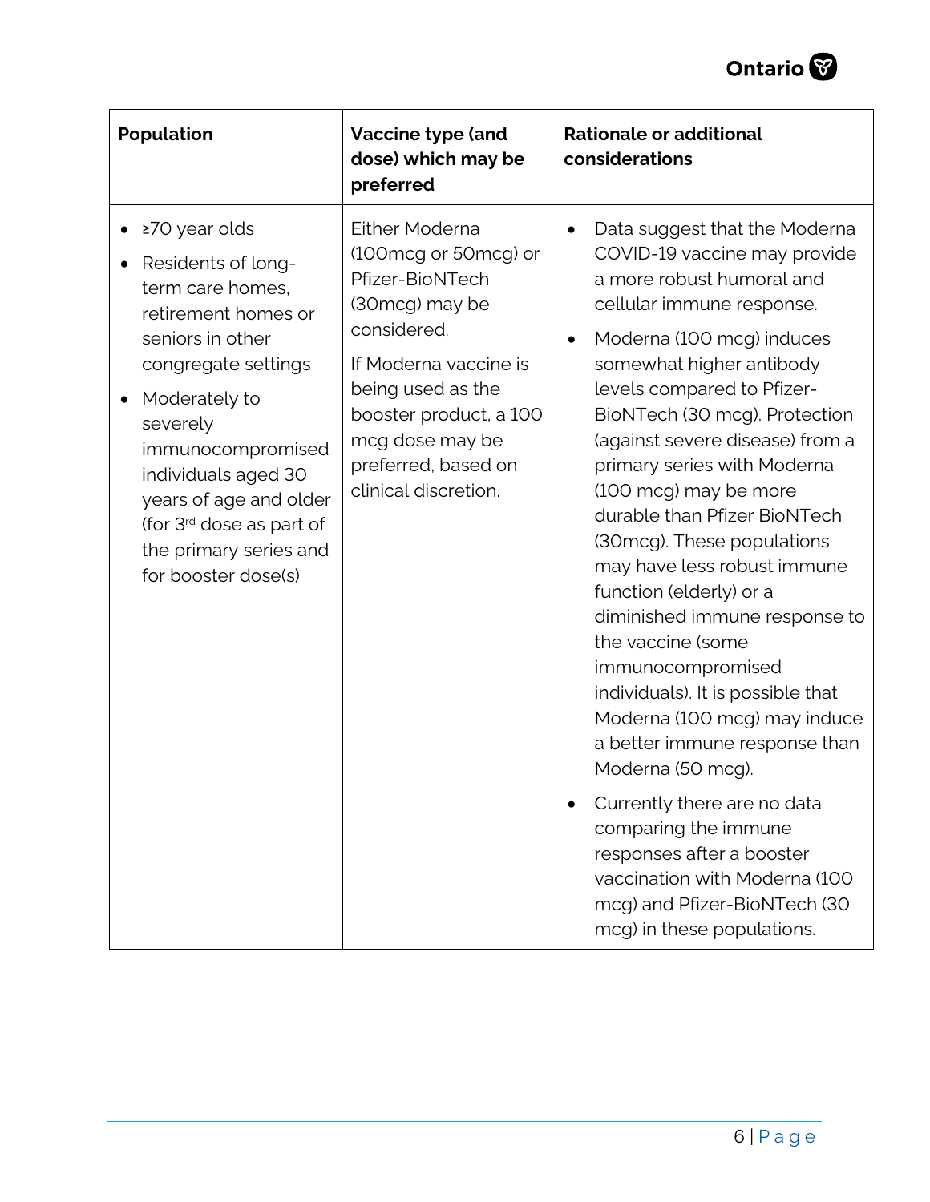| Population | Vaccine type (and dose) which may be preferred | Rationale or additional considerations |
|---|---|---|
| • ≥70 year olds<br>• Residents of long-term care homes, retirement homes or seniors in other congregate settings<br>• Moderately to severely immunocompromised individuals aged 30 years of age and older (for 3rd dose as part of the primary series and for booster dose(s) | Either Moderna (100mcg or 50mcg) or Pfizer-BioNTech (30mcg) may be considered.<br><br>If Moderna vaccine is being used as the booster product, a 100 mcg dose may be preferred, based on clinical discretion. | • Data suggest that the Moderna COVID-19 vaccine may provide a more robust humoral and cellular immune response.<br>• Moderna (100 mcg) induces somewhat higher antibody levels compared to Pfizer-BioNTech (30 mcg). Protection (against severe disease) from a primary series with Moderna (100 mcg) may be more durable than Pfizer BioNTech (30mcg). These populations may have less robust immune function (elderly) or a diminished immune response to the vaccine (some immunocompromised individuals). It is possible that Moderna (100 mcg) may induce a better immune response than Moderna (50 mcg).<br>• Currently there are no data comparing the immune responses after a booster vaccination with Moderna (100 mcg) and Pfizer-BioNTech (30 mcg) in these populations. |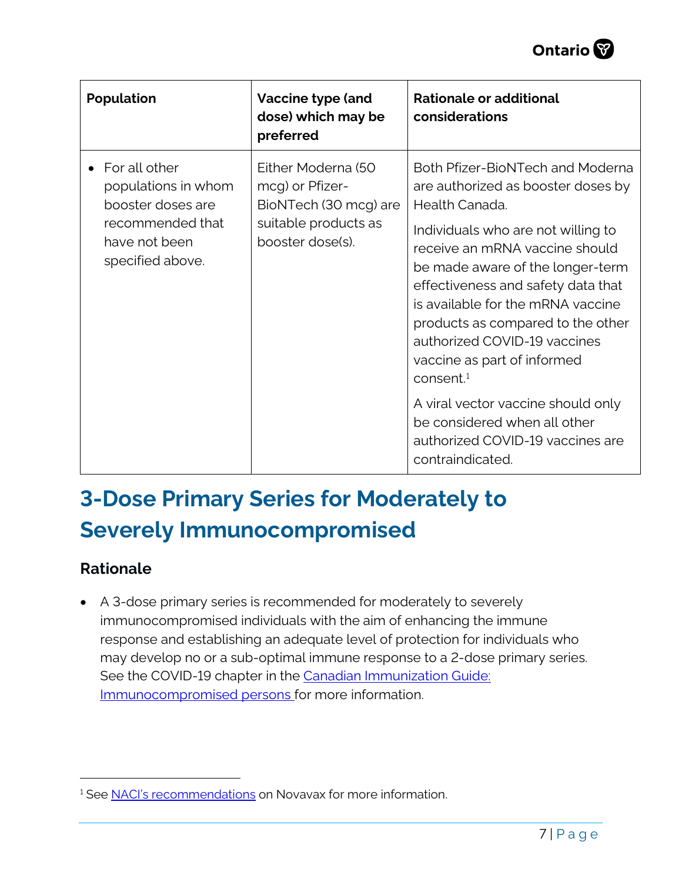| Population | Vaccine type (and dose) which may be preferred | Rationale or additional considerations |
| --- | --- | --- |
| • For all other populations in whom booster doses are recommended that have not been specified above. | Either Moderna (50 mcg) or Pfizer-BioNTech (30 mcg) are suitable products as booster dose(s). | Both Pfizer-BioNTech and Moderna are authorized as booster doses by Health Canada.<br><br>Individuals who are not willing to receive an mRNA vaccine should be made aware of the longer-term effectiveness and safety data that is available for the mRNA vaccine products as compared to the other authorized COVID-19 vaccines vaccine as part of informed consent.[1]<br><br>A viral vector vaccine should only be considered when all other authorized COVID-19 vaccines are contraindicated. |

## 3-Dose Primary Series for Moderately to Severely Immunocompromised

### Rationale

- A 3-dose primary series is recommended for moderately to severely immunocompromised individuals with the aim of enhancing the immune response and establishing an adequate level of protection for individuals who may develop no or a sub-optimal immune response to a 2-dose primary series. See the COVID-19 chapter in the Canadian Immunization Guide: Immunocompromised persons for more information.

---

[1] See NACI's recommendations on Novavax for more information.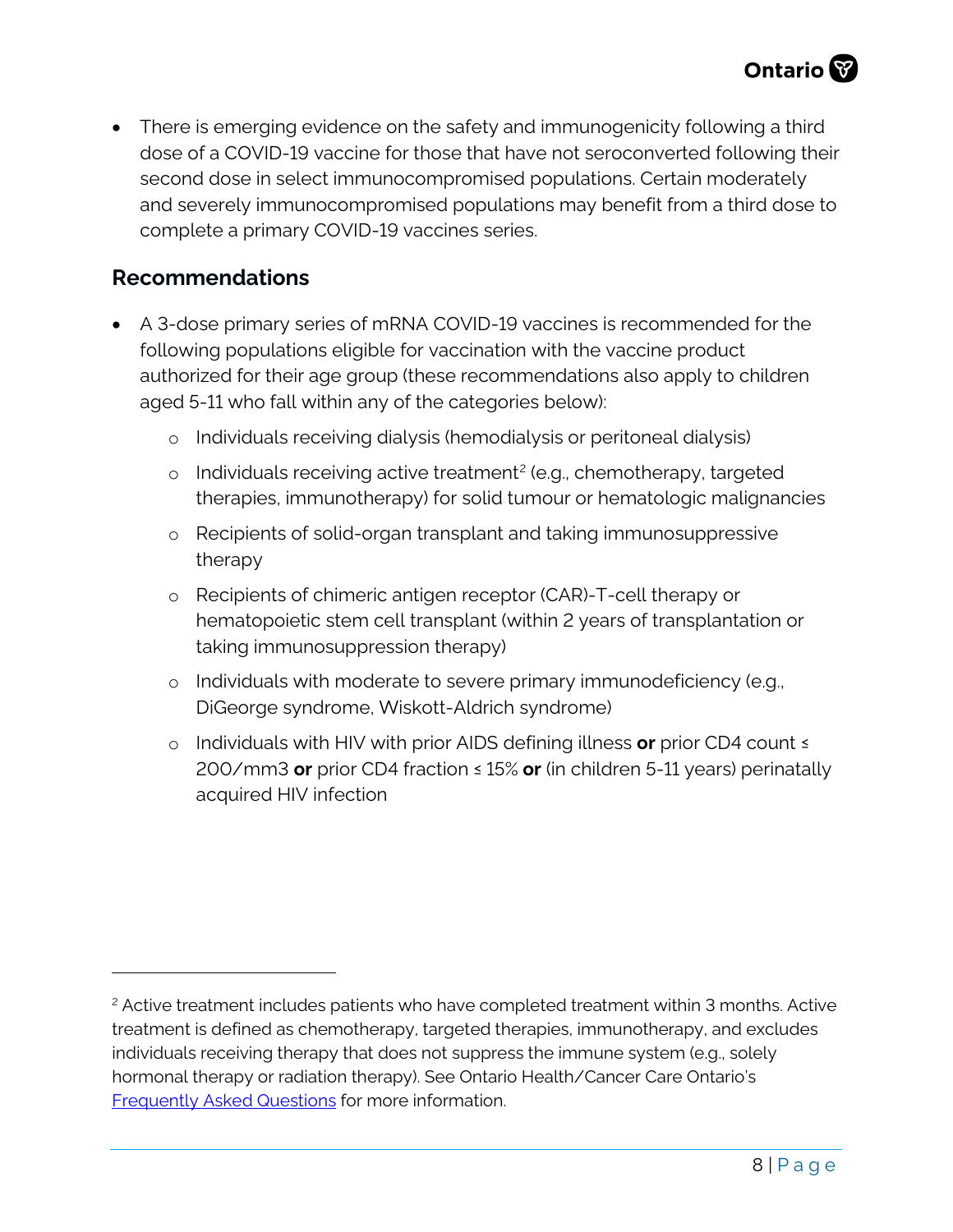- There is emerging evidence on the safety and immunogenicity following a third dose of a COVID-19 vaccine for those that have not seroconverted following their second dose in select immunocompromised populations. Certain moderately and severely immunocompromised populations may benefit from a third dose to complete a primary COVID-19 vaccines series.

## Recommendations

- A 3-dose primary series of mRNA COVID-19 vaccines is recommended for the following populations eligible for vaccination with the vaccine product authorized for their age group (these recommendations also apply to children aged 5-11 who fall within any of the categories below):
  - Individuals receiving dialysis (hemodialysis or peritoneal dialysis)
  - Individuals receiving active treatment[2] (e.g., chemotherapy, targeted therapies, immunotherapy) for solid tumour or hematologic malignancies
  - Recipients of solid-organ transplant and taking immunosuppressive therapy
  - Recipients of chimeric antigen receptor (CAR)-T-cell therapy or hematopoietic stem cell transplant (within 2 years of transplantation or taking immunosuppression therapy)
  - Individuals with moderate to severe primary immunodeficiency (e.g., DiGeorge syndrome, Wiskott-Aldrich syndrome)
  - Individuals with HIV with prior AIDS defining illness **or** prior CD4 count ≤ 200/mm3 **or** prior CD4 fraction ≤ 15% **or** (in children 5-11 years) perinatally acquired HIV infection

---

[2] Active treatment includes patients who have completed treatment within 3 months. Active treatment is defined as chemotherapy, targeted therapies, immunotherapy, and excludes individuals receiving therapy that does not suppress the immune system (e.g., solely hormonal therapy or radiation therapy). See Ontario Health/Cancer Care Ontario's [Frequently Asked Questions] for more information.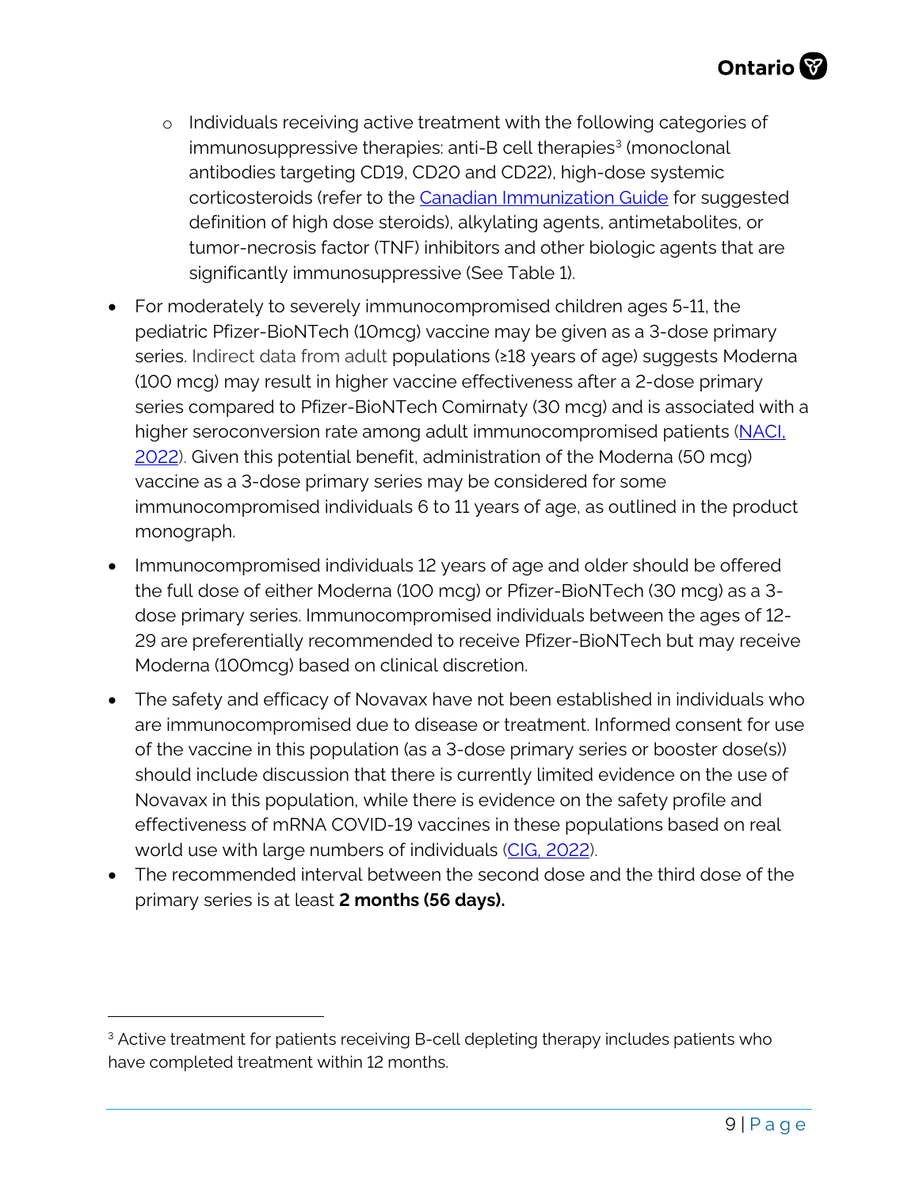- Individuals receiving active treatment with the following categories of immunosuppressive therapies: anti-B cell therapies[3] (monoclonal antibodies targeting CD19, CD20 and CD22), high-dose systemic corticosteroids (refer to the [Canadian Immunization Guide]() for suggested definition of high dose steroids), alkylating agents, antimetabolites, or tumor-necrosis factor (TNF) inhibitors and other biologic agents that are significantly immunosuppressive (See Table 1).
- For moderately to severely immunocompromised children ages 5-11, the pediatric Pfizer-BioNTech (10mcg) vaccine may be given as a 3-dose primary series. Indirect data from adult populations (≥18 years of age) suggests Moderna (100 mcg) may result in higher vaccine effectiveness after a 2-dose primary series compared to Pfizer-BioNTech Comirnaty (30 mcg) and is associated with a higher seroconversion rate among adult immunocompromised patients ([NACI, 2022]()). Given this potential benefit, administration of the Moderna (50 mcg) vaccine as a 3-dose primary series may be considered for some immunocompromised individuals 6 to 11 years of age, as outlined in the product monograph.
- Immunocompromised individuals 12 years of age and older should be offered the full dose of either Moderna (100 mcg) or Pfizer-BioNTech (30 mcg) as a 3-dose primary series. Immunocompromised individuals between the ages of 12-29 are preferentially recommended to receive Pfizer-BioNTech but may receive Moderna (100mcg) based on clinical discretion.
- The safety and efficacy of Novavax have not been established in individuals who are immunocompromised due to disease or treatment. Informed consent for use of the vaccine in this population (as a 3-dose primary series or booster dose(s)) should include discussion that there is currently limited evidence on the use of Novavax in this population, while there is evidence on the safety profile and effectiveness of mRNA COVID-19 vaccines in these populations based on real world use with large numbers of individuals ([CIG, 2022]()).
- The recommended interval between the second dose and the third dose of the primary series is at least **2 months (56 days).**

[3] Active treatment for patients receiving B-cell depleting therapy includes patients who have completed treatment within 12 months.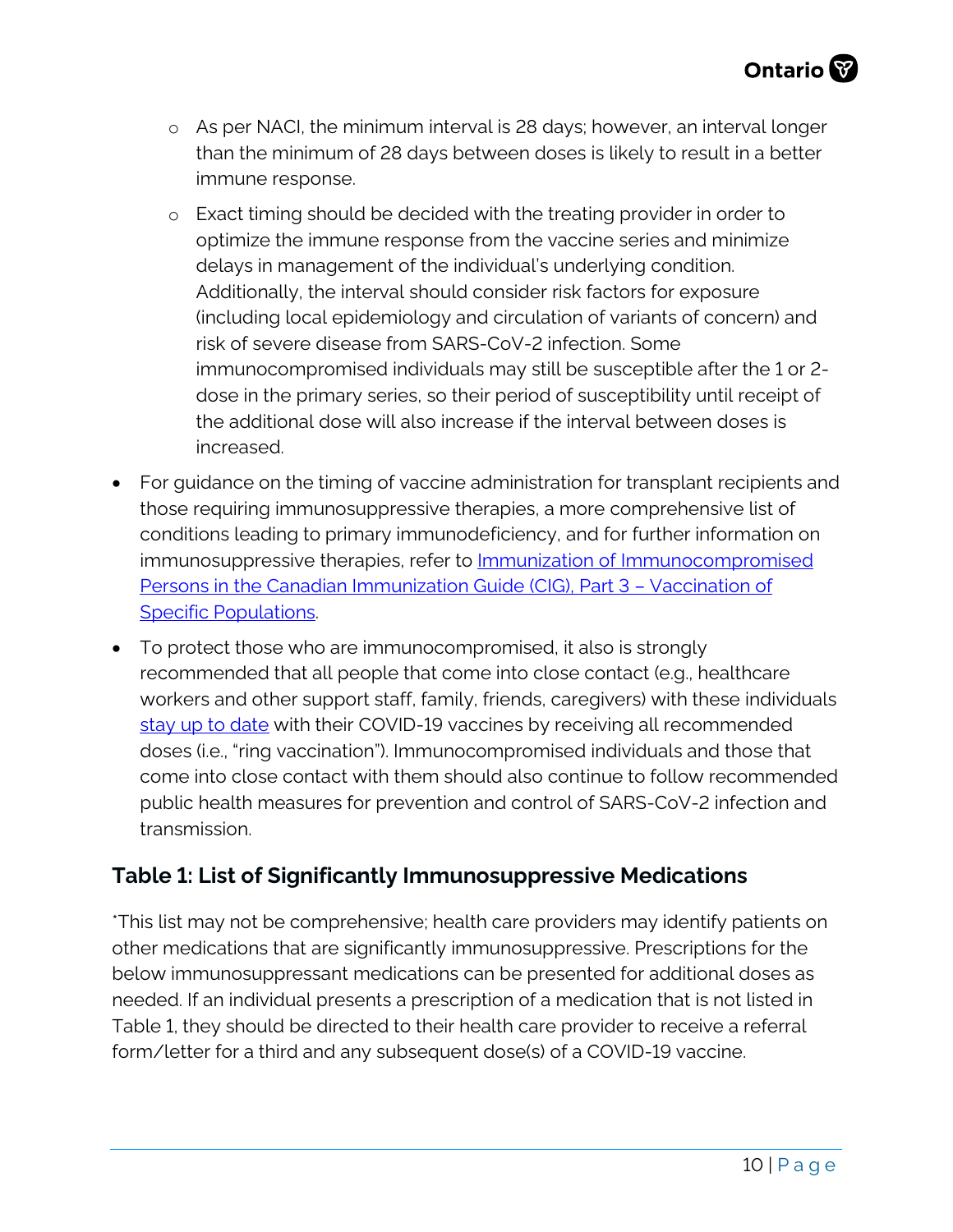- As per NACI, the minimum interval is 28 days; however, an interval longer than the minimum of 28 days between doses is likely to result in a better immune response.
  - Exact timing should be decided with the treating provider in order to optimize the immune response from the vaccine series and minimize delays in management of the individual's underlying condition. Additionally, the interval should consider risk factors for exposure (including local epidemiology and circulation of variants of concern) and risk of severe disease from SARS-CoV-2 infection. Some immunocompromised individuals may still be susceptible after the 1 or 2-dose in the primary series, so their period of susceptibility until receipt of the additional dose will also increase if the interval between doses is increased.

- For guidance on the timing of vaccine administration for transplant recipients and those requiring immunosuppressive therapies, a more comprehensive list of conditions leading to primary immunodeficiency, and for further information on immunosuppressive therapies, refer to Immunization of Immunocompromised Persons in the Canadian Immunization Guide (CIG), Part 3 – Vaccination of Specific Populations.
- To protect those who are immunocompromised, it also is strongly recommended that all people that come into close contact (e.g., healthcare workers and other support staff, family, friends, caregivers) with these individuals stay up to date with their COVID-19 vaccines by receiving all recommended doses (i.e., "ring vaccination"). Immunocompromised individuals and those that come into close contact with them should also continue to follow recommended public health measures for prevention and control of SARS-CoV-2 infection and transmission.

## Table 1: List of Significantly Immunosuppressive Medications

*This list may not be comprehensive; health care providers may identify patients on other medications that are significantly immunosuppressive. Prescriptions for the below immunosuppressant medications can be presented for additional doses as needed. If an individual presents a prescription of a medication that is not listed in Table 1, they should be directed to their health care provider to receive a referral form/letter for a third and any subsequent dose(s) of a COVID-19 vaccine.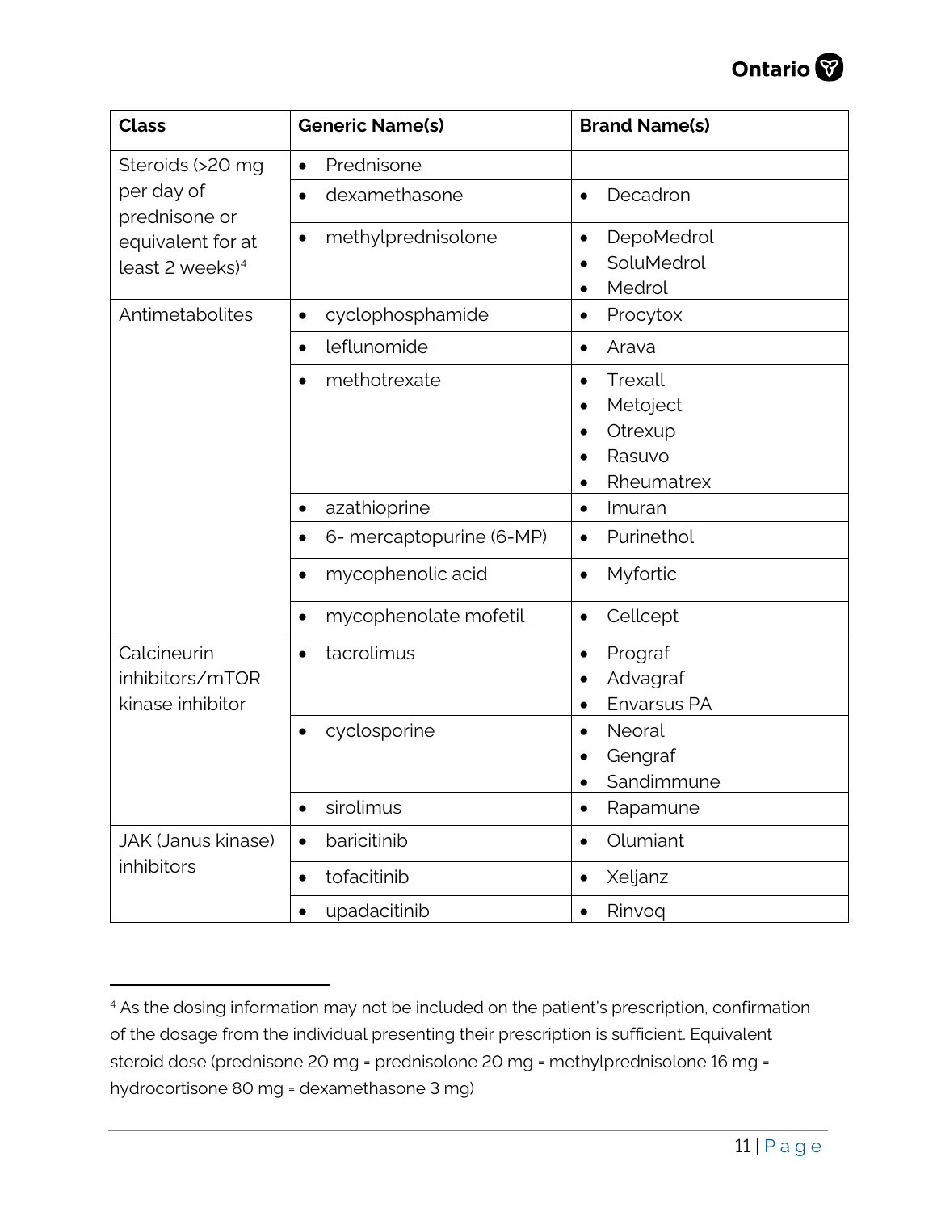| Class | Generic Name(s) | Brand Name(s) |
| --- | --- | --- |
| Steroids (>20 mg per day of prednisone or equivalent for at least 2 weeks)[4] | • Prednisone | |
| | • dexamethasone | • Decadron |
| | • methylprednisolone | • DepoMedrol<br>• SoluMedrol<br>• Medrol |
| Antimetabolites | • cyclophosphamide | • Procytox |
| | • leflunomide | • Arava |
| | • methotrexate | • Trexall<br>• Metoject<br>• Otrexup<br>• Rasuvo<br>• Rheumatrex |
| | • azathioprine | • Imuran |
| | • 6- mercaptopurine (6-MP) | • Purinethol |
| | • mycophenolic acid | • Myfortic |
| | • mycophenolate mofetil | • Cellcept |
| Calcineurin inhibitors/mTOR kinase inhibitor | • tacrolimus | • Prograf<br>• Advagraf<br>• Envarsus PA |
| | • cyclosporine | • Neoral<br>• Gengraf<br>• Sandimmune |
| | • sirolimus | • Rapamune |
| JAK (Janus kinase) inhibitors | • baricitinib | • Olumiant |
| | • tofacitinib | • Xeljanz |
| | • upadacitinib | • Rinvoq |

[4] As the dosing information may not be included on the patient's prescription, confirmation of the dosage from the individual presenting their prescription is sufficient. Equivalent steroid dose (prednisone 20 mg = prednisolone 20 mg = methylprednisolone 16 mg = hydrocortisone 80 mg = dexamethasone 3 mg)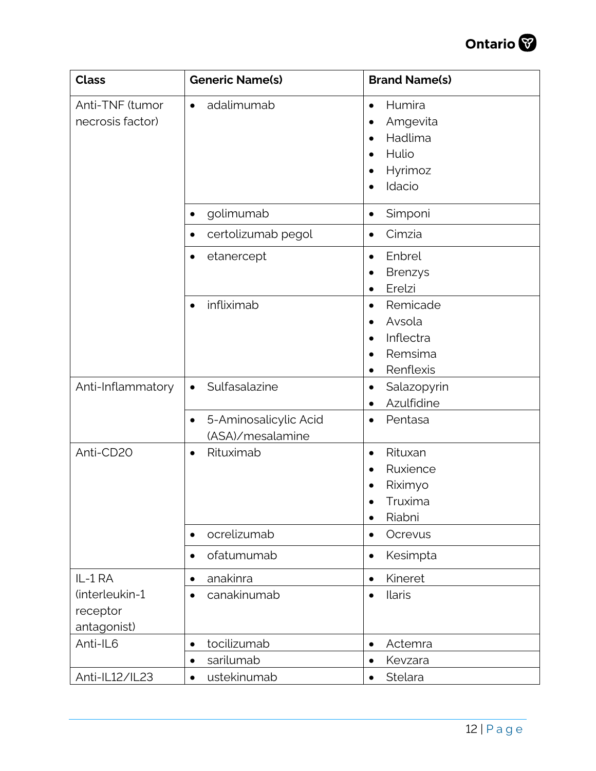| Class | Generic Name(s) | Brand Name(s) |
|---|---|---|
| Anti-TNF (tumor necrosis factor) | • adalimumab | • Humira<br>• Amgevita<br>• Hadlima<br>• Hulio<br>• Hyrimoz<br>• Idacio |
| | • golimumab | • Simponi |
| | • certolizumab pegol | • Cimzia |
| | • etanercept | • Enbrel<br>• Brenzys<br>• Erelzi |
| | • infliximab | • Remicade<br>• Avsola<br>• Inflectra<br>• Remsima<br>• Renflexis |
| Anti-Inflammatory | • Sulfasalazine | • Salazopyrin<br>• Azulfidine |
| | • 5-Aminosalicylic Acid (ASA)/mesalamine | • Pentasa |
| Anti-CD20 | • Rituximab | • Rituxan<br>• Ruxience<br>• Riximyo<br>• Truxima<br>• Riabni |
| | • ocrelizumab | • Ocrevus |
| | • ofatumumab | • Kesimpta |
| IL-1 RA (interleukin-1 receptor antagonist) | • anakinra | • Kineret |
| | • canakinumab | • Ilaris |
| Anti-IL6 | • tocilizumab | • Actemra |
| | • sarilumab | • Kevzara |
| Anti-IL12/IL23 | • ustekinumab | • Stelara |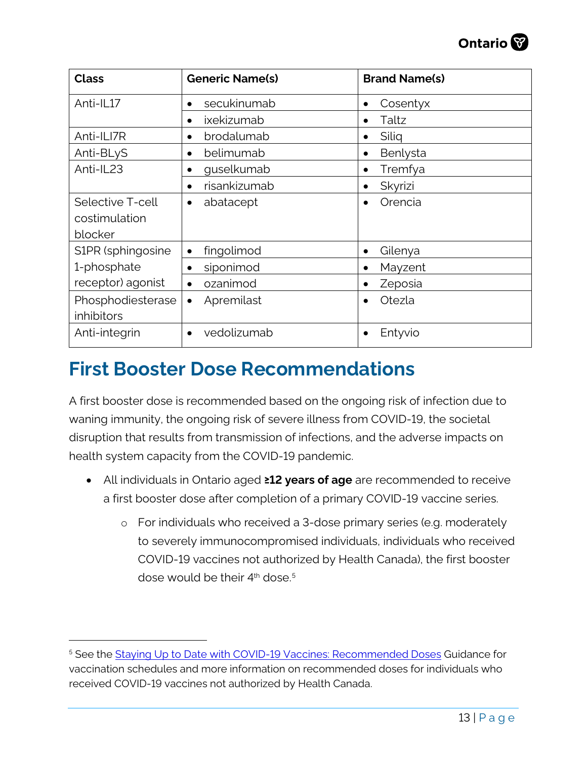| Class | Generic Name(s) | Brand Name(s) |
|---|---|---|
| Anti-IL17 | • secukinumab | • Cosentyx |
| | • ixekizumab | • Taltz |
| Anti-ILI7R | • brodalumab | • Siliq |
| Anti-BLyS | • belimumab | • Benlysta |
| Anti-IL23 | • guselkumab | • Tremfya |
| | • risankizumab | • Skyrizi |
| Selective T-cell costimulation blocker | • abatacept | • Orencia |
| S1PR (sphingosine 1-phosphate receptor) agonist | • fingolimod | • Gilenya |
| | • siponimod | • Mayzent |
| | • ozanimod | • Zeposia |
| Phosphodiesterase inhibitors | • Apremilast | • Otezla |
| Anti-integrin | • vedolizumab | • Entyvio |

## First Booster Dose Recommendations

A first booster dose is recommended based on the ongoing risk of infection due to waning immunity, the ongoing risk of severe illness from COVID-19, the societal disruption that results from transmission of infections, and the adverse impacts on health system capacity from the COVID-19 pandemic.

- All individuals in Ontario aged **≥12 years of age** are recommended to receive a first booster dose after completion of a primary COVID-19 vaccine series.
    - For individuals who received a 3-dose primary series (e.g. moderately to severely immunocompromised individuals, individuals who received COVID-19 vaccines not authorized by Health Canada), the first booster dose would be their 4th dose.[5]

---

[5] See the Staying Up to Date with COVID-19 Vaccines: Recommended Doses Guidance for vaccination schedules and more information on recommended doses for individuals who received COVID-19 vaccines not authorized by Health Canada.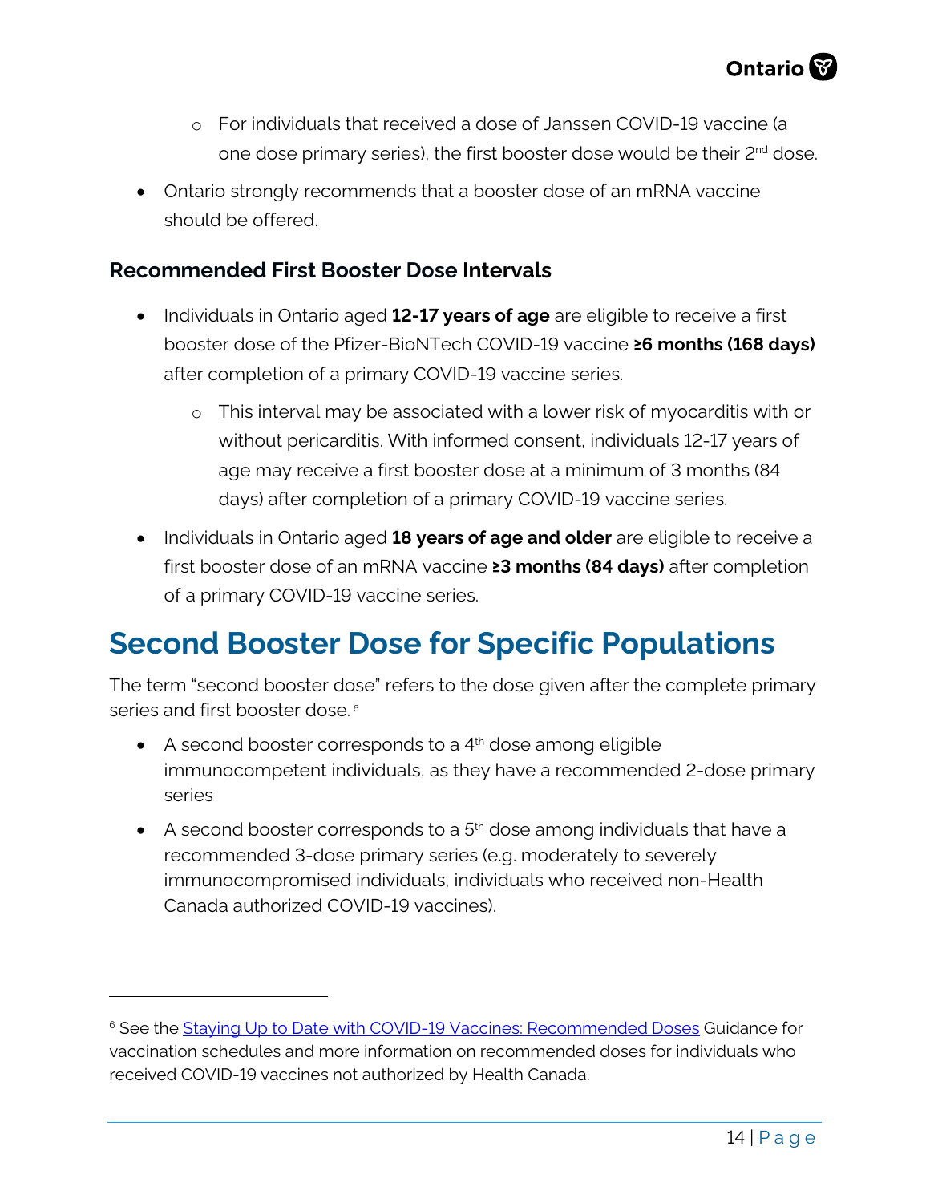- For individuals that received a dose of Janssen COVID-19 vaccine (a one dose primary series), the first booster dose would be their 2nd dose.
- Ontario strongly recommends that a booster dose of an mRNA vaccine should be offered.

### Recommended First Booster Dose Intervals

- Individuals in Ontario aged **12-17 years of age** are eligible to receive a first booster dose of the Pfizer-BioNTech COVID-19 vaccine **≥6 months (168 days)** after completion of a primary COVID-19 vaccine series.
  - This interval may be associated with a lower risk of myocarditis with or without pericarditis. With informed consent, individuals 12-17 years of age may receive a first booster dose at a minimum of 3 months (84 days) after completion of a primary COVID-19 vaccine series.
- Individuals in Ontario aged **18 years of age and older** are eligible to receive a first booster dose of an mRNA vaccine **≥3 months (84 days)** after completion of a primary COVID-19 vaccine series.

## Second Booster Dose for Specific Populations

The term "second booster dose" refers to the dose given after the complete primary series and first booster dose.[6]

- A second booster corresponds to a 4th dose among eligible immunocompetent individuals, as they have a recommended 2-dose primary series
- A second booster corresponds to a 5th dose among individuals that have a recommended 3-dose primary series (e.g. moderately to severely immunocompromised individuals, individuals who received non-Health Canada authorized COVID-19 vaccines).

---

[6] See the Staying Up to Date with COVID-19 Vaccines: Recommended Doses Guidance for vaccination schedules and more information on recommended doses for individuals who received COVID-19 vaccines not authorized by Health Canada.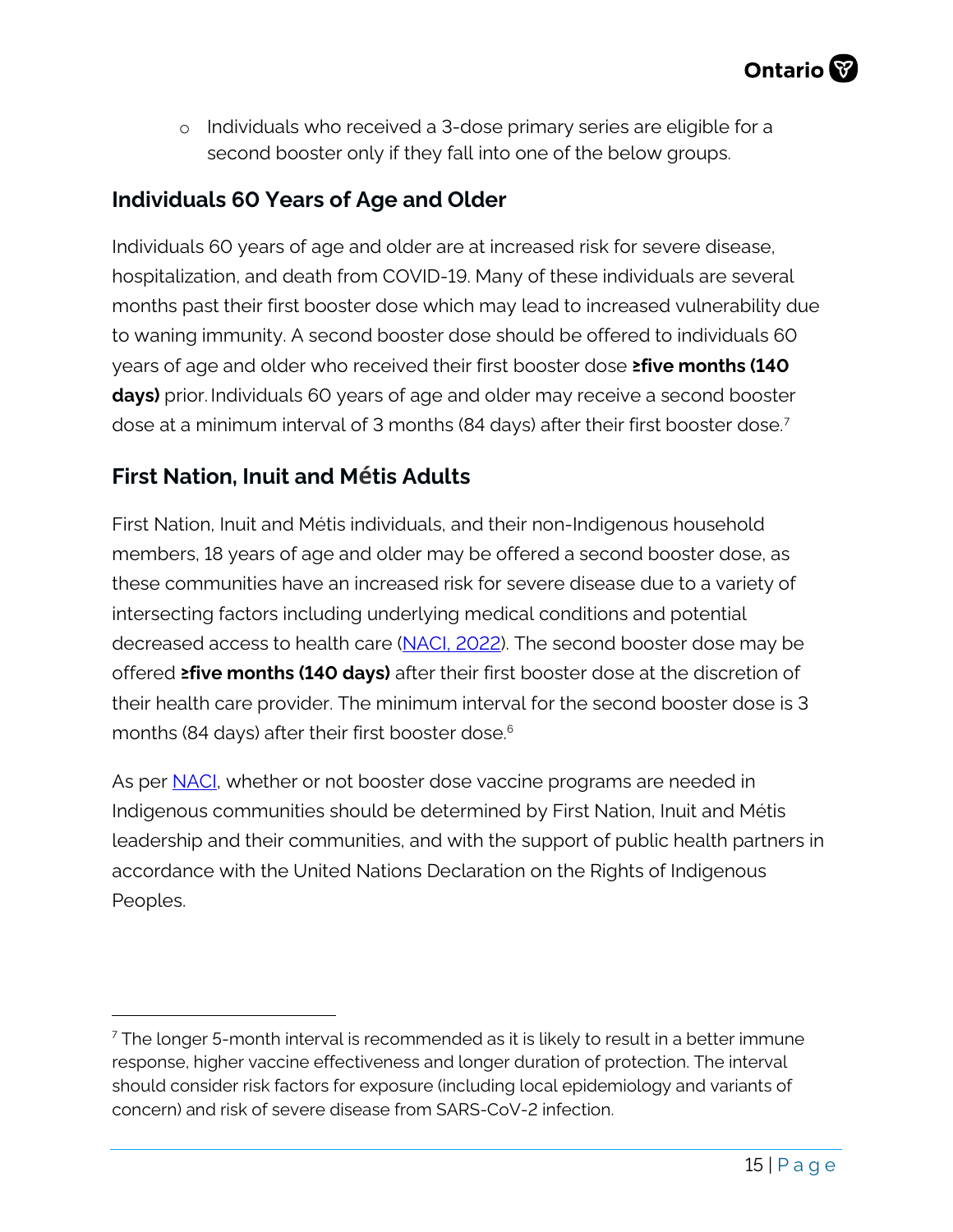- Individuals who received a 3-dose primary series are eligible for a second booster only if they fall into one of the below groups.

## Individuals 60 Years of Age and Older

Individuals 60 years of age and older are at increased risk for severe disease, hospitalization, and death from COVID-19. Many of these individuals are several months past their first booster dose which may lead to increased vulnerability due to waning immunity. A second booster dose should be offered to individuals 60 years of age and older who received their first booster dose **≥five months (140 days)** prior. Individuals 60 years of age and older may receive a second booster dose at a minimum interval of 3 months (84 days) after their first booster dose.[7]

## First Nation, Inuit and Métis Adults

First Nation, Inuit and Métis individuals, and their non-Indigenous household members, 18 years of age and older may be offered a second booster dose, as these communities have an increased risk for severe disease due to a variety of intersecting factors including underlying medical conditions and potential decreased access to health care (NACI, 2022). The second booster dose may be offered **≥five months (140 days)** after their first booster dose at the discretion of their health care provider. The minimum interval for the second booster dose is 3 months (84 days) after their first booster dose.[6]

As per NACI, whether or not booster dose vaccine programs are needed in Indigenous communities should be determined by First Nation, Inuit and Métis leadership and their communities, and with the support of public health partners in accordance with the United Nations Declaration on the Rights of Indigenous Peoples.

---

[7] The longer 5-month interval is recommended as it is likely to result in a better immune response, higher vaccine effectiveness and longer duration of protection. The interval should consider risk factors for exposure (including local epidemiology and variants of concern) and risk of severe disease from SARS-CoV-2 infection.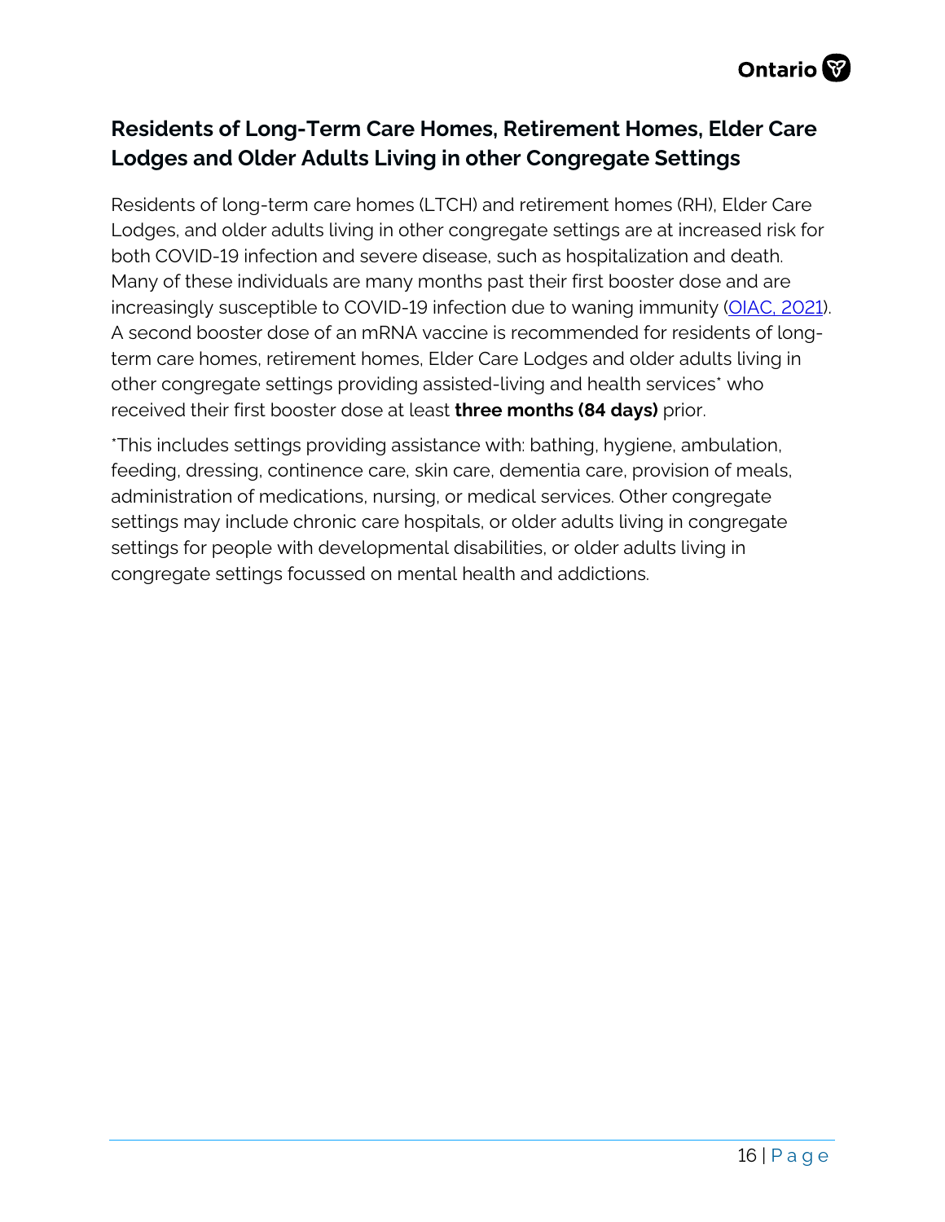## Residents of Long-Term Care Homes, Retirement Homes, Elder Care Lodges and Older Adults Living in other Congregate Settings

Residents of long-term care homes (LTCH) and retirement homes (RH), Elder Care Lodges, and older adults living in other congregate settings are at increased risk for both COVID-19 infection and severe disease, such as hospitalization and death. Many of these individuals are many months past their first booster dose and are increasingly susceptible to COVID-19 infection due to waning immunity (OIAC, 2021). A second booster dose of an mRNA vaccine is recommended for residents of long-term care homes, retirement homes, Elder Care Lodges and older adults living in other congregate settings providing assisted-living and health services* who received their first booster dose at least **three months (84 days)** prior.

*This includes settings providing assistance with: bathing, hygiene, ambulation, feeding, dressing, continence care, skin care, dementia care, provision of meals, administration of medications, nursing, or medical services. Other congregate settings may include chronic care hospitals, or older adults living in congregate settings for people with developmental disabilities, or older adults living in congregate settings focussed on mental health and addictions.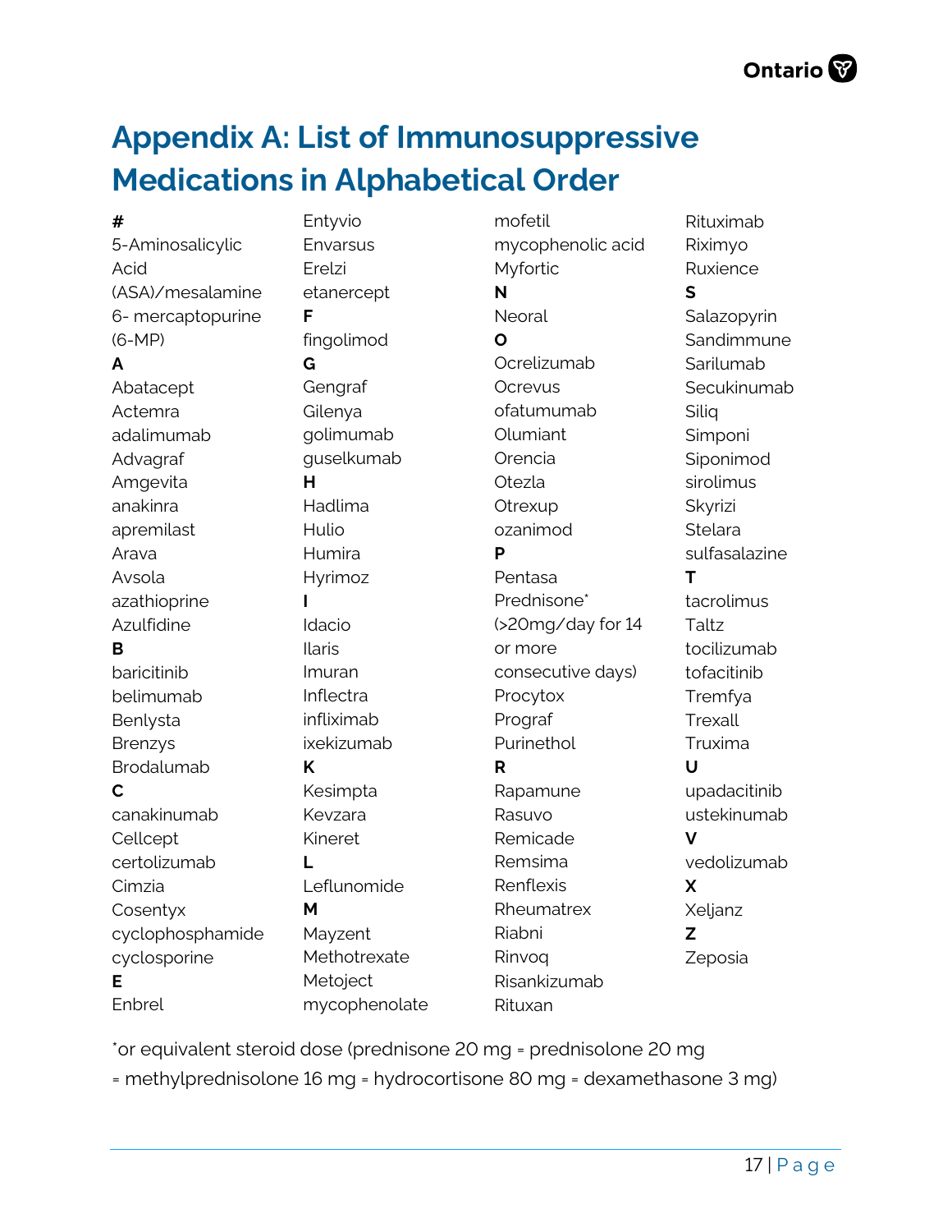# Appendix A: List of Immunosuppressive Medications in Alphabetical Order

**#**

5-Aminosalicylic Acid (ASA)/mesalamine
6- mercaptopurine (6-MP)

**A**

Abatacept
Actemra
adalimumab
Advagraf
Amgevita
anakinra
apremilast
Arava
Avsola
azathioprine
Azulfidine

**B**

baricitinib
belimumab
Benlysta
Brenzys
Brodalumab

**C**

canakinumab
Cellcept
certolizumab
Cimzia
Cosentyx
cyclophosphamide
cyclosporine

**E**

Enbrel
Entyvio
Envarsus
Erelzi
etanercept

**F**

fingolimod

**G**

Gengraf
Gilenya
golimumab
guselkumab

**H**

Hadlima
Hulio
Humira
Hyrimoz

**I**

Idacio
Ilaris
Imuran
Inflectra
infliximab
ixekizumab

**K**

Kesimpta
Kevzara
Kineret

**L**

Leflunomide

**M**

Mayzent
Methotrexate
Metoject
mycophenolate mofetil
mycophenolic acid
Myfortic

**N**

Neoral

**O**

Ocrelizumab
Ocrevus
ofatumumab
Olumiant
Orencia
Otezla
Otrexup
ozanimod

**P**

Pentasa
Prednisone* (>20mg/day for 14 or more consecutive days)
Procytox
Prograf
Purinethol

**R**

Rapamune
Rasuvo
Remicade
Remsima
Renflexis
Rheumatrex
Riabni
Rinvoq
Risankizumab
Rituxan
Rituximab
Riximyo
Ruxience

**S**

Salazopyrin
Sandimmune
Sarilumab
Secukinumab
Siliq
Simponi
Siponimod
sirolimus
Skyrizi
Stelara
sulfasalazine

**T**

tacrolimus
Taltz
tocilizumab
tofacitinib
Tremfya
Trexall
Truxima

**U**

upadacitinib
ustekinumab

**V**

vedolizumab

**X**

Xeljanz

**Z**

Zeposia

*or equivalent steroid dose (prednisone 20 mg = prednisolone 20 mg = methylprednisolone 16 mg = hydrocortisone 80 mg = dexamethasone 3 mg)